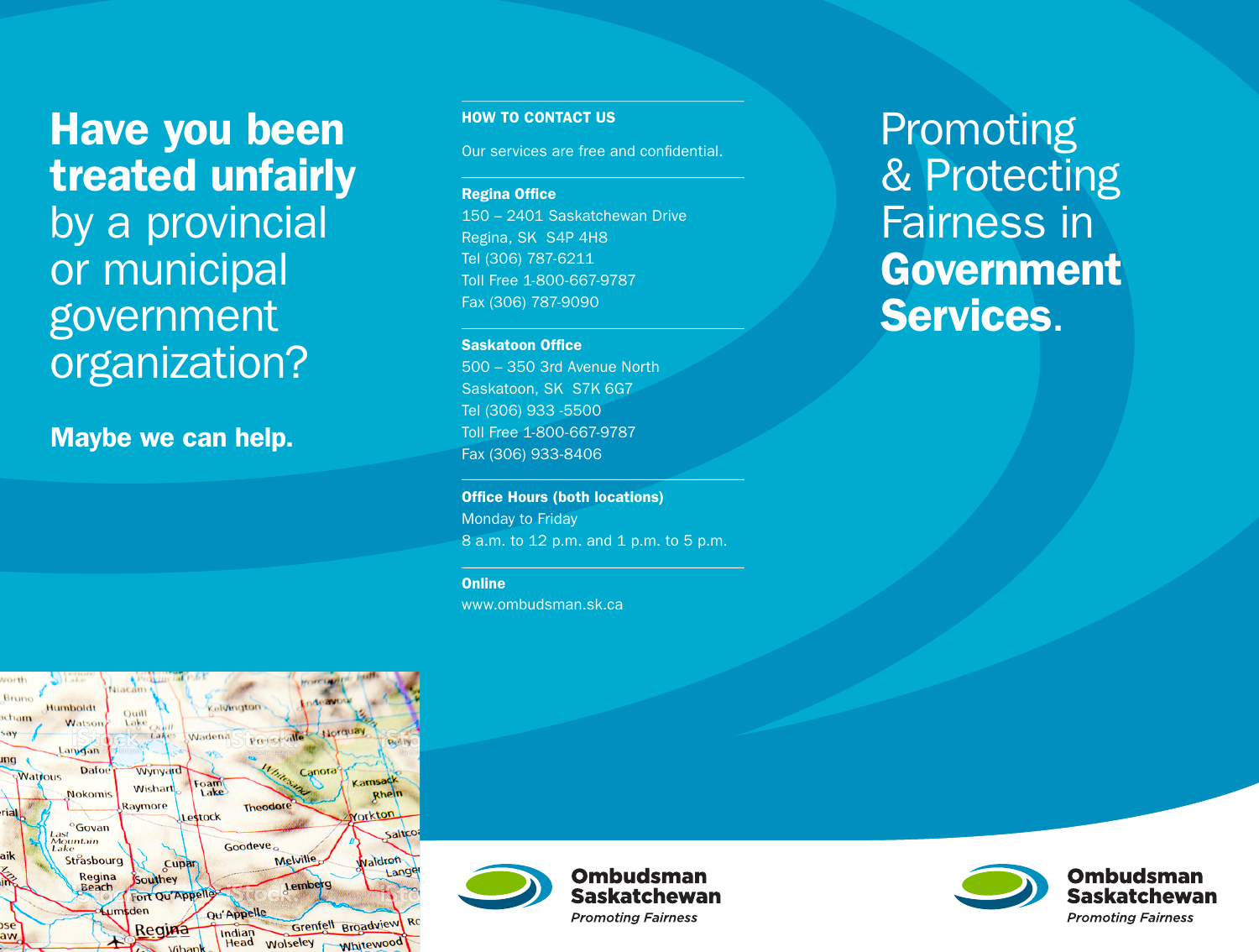# **Have you been treated unfairly** by a provincial or municipal government organization?

**Maybe we can help.**

## HOW TO CONTACT US

Our services are free and confidential.

**Regina Office**
150 – 2401 Saskatchewan Drive
Regina, SK S4P 4H8
Tel (306) 787-6211
Toll Free 1-800-667-9787
Fax (306) 787-9090

**Saskatoon Office**
500 – 350 3rd Avenue North
Saskatoon, SK S7K 6G7
Tel (306) 933 -5500
Toll Free 1-800-667-9787
Fax (306) 933-8406

**Office Hours (both locations)**
Monday to Friday
8 a.m. to 12 p.m. and 1 p.m. to 5 p.m.

**Online**
www.ombudsman.sk.ca

**Ombudsman Saskatchewan**
*Promoting Fairness*

# Promoting & Protecting Fairness in **Government Services**.

**Ombudsman Saskatchewan**
*Promoting Fairness*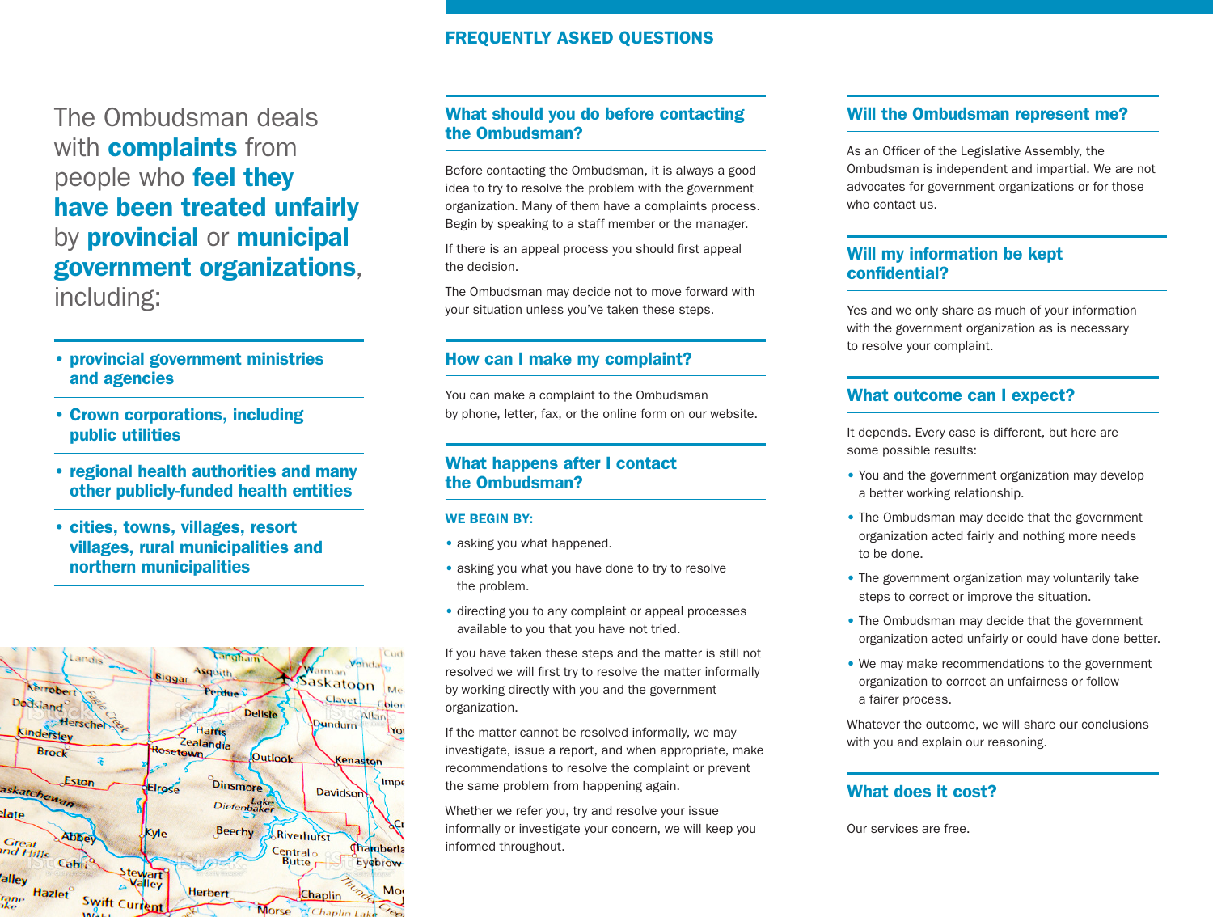The Ombudsman deals with **complaints** from people who **feel they have been treated unfairly** by **provincial** or **municipal government organizations**, including:

- **provincial government ministries and agencies**
- **Crown corporations, including public utilities**
- **regional health authorities and many other publicly-funded health entities**
- **cities, towns, villages, resort villages, rural municipalities and northern municipalities**

# FREQUENTLY ASKED QUESTIONS

## What should you do before contacting the Ombudsman?

Before contacting the Ombudsman, it is always a good idea to try to resolve the problem with the government organization. Many of them have a complaints process. Begin by speaking to a staff member or the manager.

If there is an appeal process you should first appeal the decision.

The Ombudsman may decide not to move forward with your situation unless you've taken these steps.

## How can I make my complaint?

You can make a complaint to the Ombudsman by phone, letter, fax, or the online form on our website.

## What happens after I contact the Ombudsman?

### WE BEGIN BY:

- asking you what happened.
- asking you what you have done to try to resolve the problem.
- directing you to any complaint or appeal processes available to you that you have not tried.

If you have taken these steps and the matter is still not resolved we will first try to resolve the matter informally by working directly with you and the government organization.

If the matter cannot be resolved informally, we may investigate, issue a report, and when appropriate, make recommendations to resolve the complaint or prevent the same problem from happening again.

Whether we refer you, try and resolve your issue informally or investigate your concern, we will keep you informed throughout.

## Will the Ombudsman represent me?

As an Officer of the Legislative Assembly, the Ombudsman is independent and impartial. We are not advocates for government organizations or for those who contact us.

## Will my information be kept confidential?

Yes and we only share as much of your information with the government organization as is necessary to resolve your complaint.

## What outcome can I expect?

It depends. Every case is different, but here are some possible results:

- You and the government organization may develop a better working relationship.
- The Ombudsman may decide that the government organization acted fairly and nothing more needs to be done.
- The government organization may voluntarily take steps to correct or improve the situation.
- The Ombudsman may decide that the government organization acted unfairly or could have done better.
- We may make recommendations to the government organization to correct an unfairness or follow a fairer process.

Whatever the outcome, we will share our conclusions with you and explain our reasoning.

## What does it cost?

Our services are free.